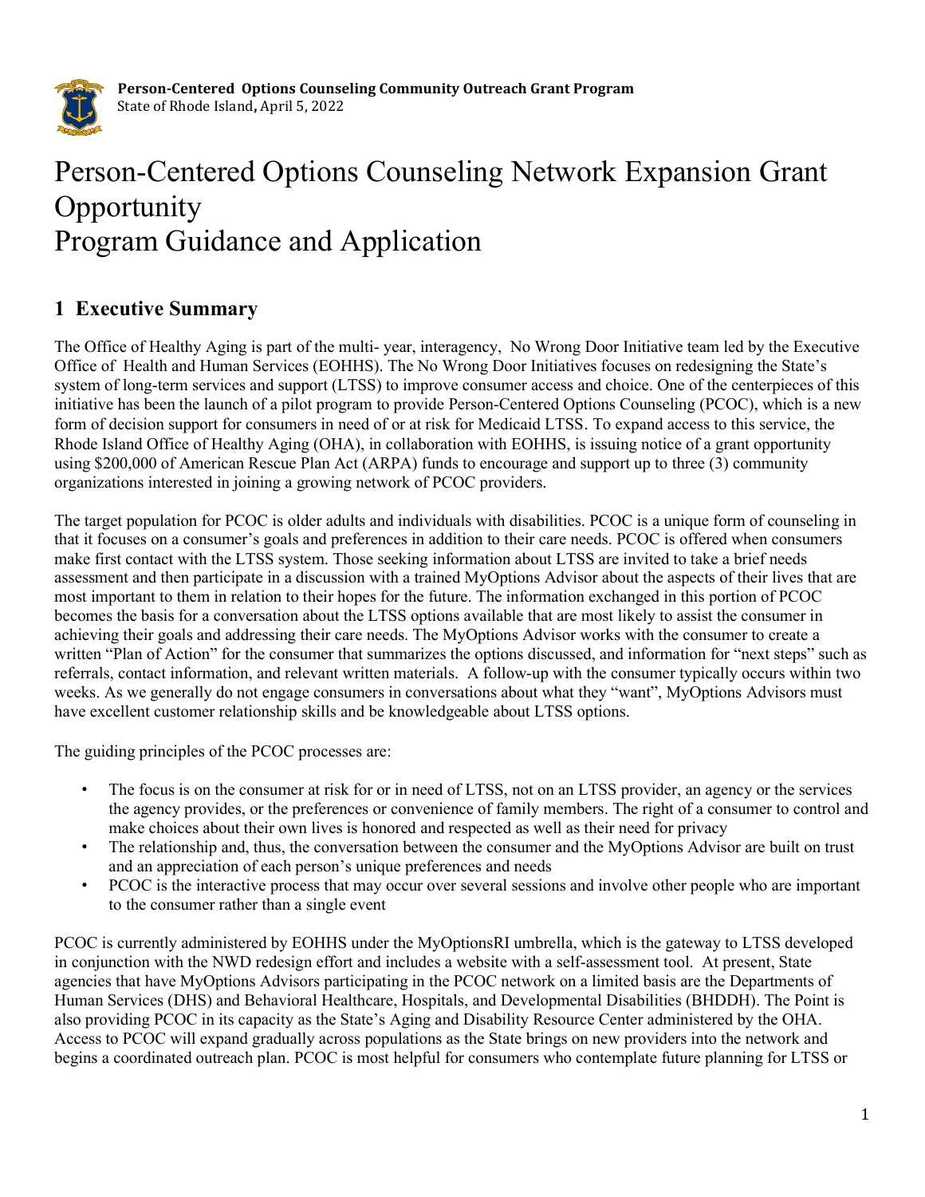**Person-Centered Options Counseling Community Outreach Grant Program**
State of Rhode Island, April 5, 2022

# Person-Centered Options Counseling Network Expansion Grant Opportunity
# Program Guidance and Application

## 1 Executive Summary

The Office of Healthy Aging is part of the multi- year, interagency, No Wrong Door Initiative team led by the Executive Office of Health and Human Services (EOHHS). The No Wrong Door Initiatives focuses on redesigning the State's system of long-term services and support (LTSS) to improve consumer access and choice. One of the centerpieces of this initiative has been the launch of a pilot program to provide Person-Centered Options Counseling (PCOC), which is a new form of decision support for consumers in need of or at risk for Medicaid LTSS. To expand access to this service, the Rhode Island Office of Healthy Aging (OHA), in collaboration with EOHHS, is issuing notice of a grant opportunity using $200,000 of American Rescue Plan Act (ARPA) funds to encourage and support up to three (3) community organizations interested in joining a growing network of PCOC providers.

The target population for PCOC is older adults and individuals with disabilities. PCOC is a unique form of counseling in that it focuses on a consumer's goals and preferences in addition to their care needs. PCOC is offered when consumers make first contact with the LTSS system. Those seeking information about LTSS are invited to take a brief needs assessment and then participate in a discussion with a trained MyOptions Advisor about the aspects of their lives that are most important to them in relation to their hopes for the future. The information exchanged in this portion of PCOC becomes the basis for a conversation about the LTSS options available that are most likely to assist the consumer in achieving their goals and addressing their care needs. The MyOptions Advisor works with the consumer to create a written "Plan of Action" for the consumer that summarizes the options discussed, and information for "next steps" such as referrals, contact information, and relevant written materials. A follow-up with the consumer typically occurs within two weeks. As we generally do not engage consumers in conversations about what they "want", MyOptions Advisors must have excellent customer relationship skills and be knowledgeable about LTSS options.

The guiding principles of the PCOC processes are:

- The focus is on the consumer at risk for or in need of LTSS, not on an LTSS provider, an agency or the services the agency provides, or the preferences or convenience of family members. The right of a consumer to control and make choices about their own lives is honored and respected as well as their need for privacy
- The relationship and, thus, the conversation between the consumer and the MyOptions Advisor are built on trust and an appreciation of each person's unique preferences and needs
- PCOC is the interactive process that may occur over several sessions and involve other people who are important to the consumer rather than a single event

PCOC is currently administered by EOHHS under the MyOptionsRI umbrella, which is the gateway to LTSS developed in conjunction with the NWD redesign effort and includes a website with a self-assessment tool. At present, State agencies that have MyOptions Advisors participating in the PCOC network on a limited basis are the Departments of Human Services (DHS) and Behavioral Healthcare, Hospitals, and Developmental Disabilities (BHDDH). The Point is also providing PCOC in its capacity as the State's Aging and Disability Resource Center administered by the OHA. Access to PCOC will expand gradually across populations as the State brings on new providers into the network and begins a coordinated outreach plan. PCOC is most helpful for consumers who contemplate future planning for LTSS or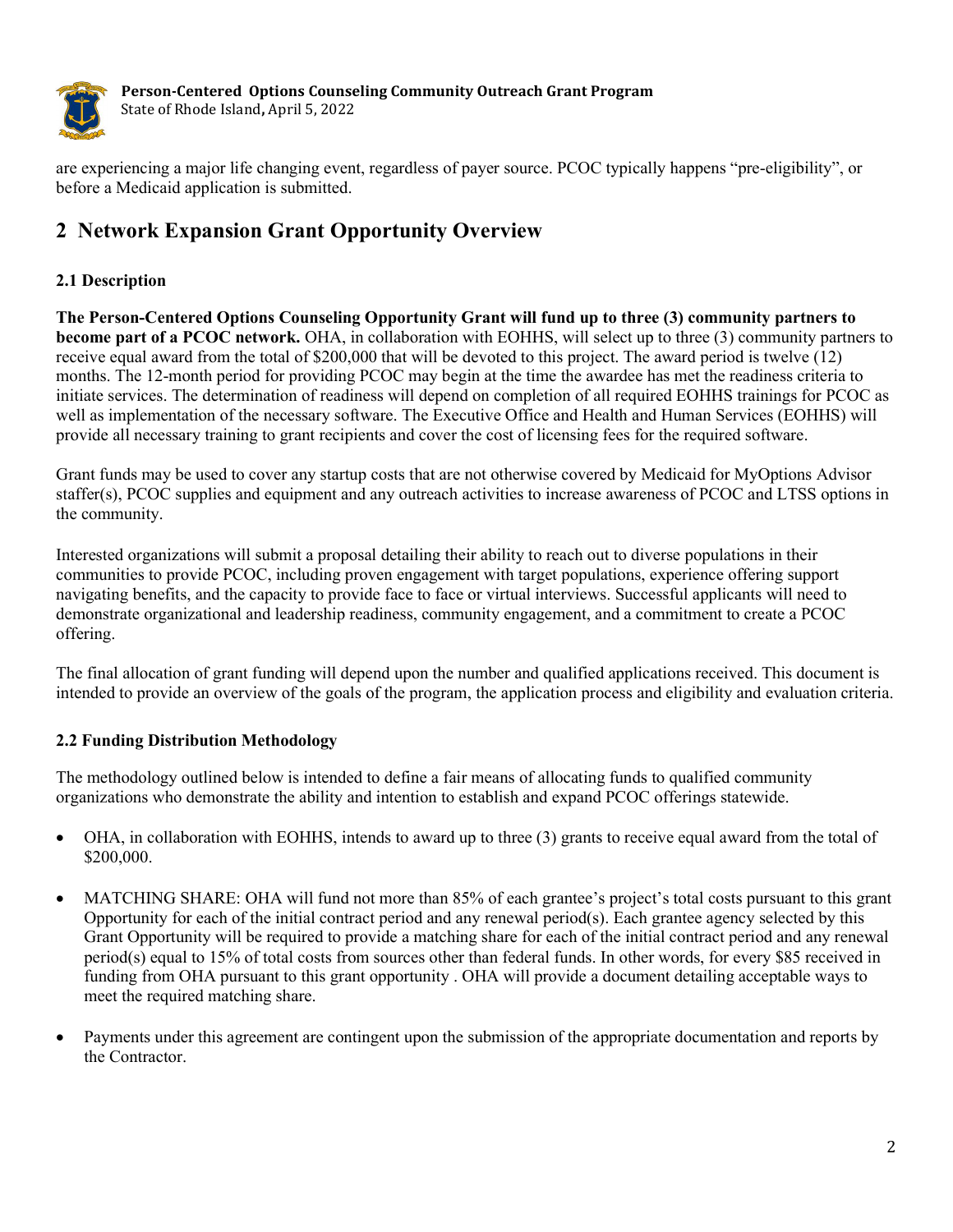are experiencing a major life changing event, regardless of payer source. PCOC typically happens "pre-eligibility", or before a Medicaid application is submitted.

## 2 Network Expansion Grant Opportunity Overview

### 2.1 Description

**The Person-Centered Options Counseling Opportunity Grant will fund up to three (3) community partners to become part of a PCOC network.** OHA, in collaboration with EOHHS, will select up to three (3) community partners to receive equal award from the total of $200,000 that will be devoted to this project. The award period is twelve (12) months. The 12-month period for providing PCOC may begin at the time the awardee has met the readiness criteria to initiate services. The determination of readiness will depend on completion of all required EOHHS trainings for PCOC as well as implementation of the necessary software. The Executive Office and Health and Human Services (EOHHS) will provide all necessary training to grant recipients and cover the cost of licensing fees for the required software.

Grant funds may be used to cover any startup costs that are not otherwise covered by Medicaid for MyOptions Advisor staffer(s), PCOC supplies and equipment and any outreach activities to increase awareness of PCOC and LTSS options in the community.

Interested organizations will submit a proposal detailing their ability to reach out to diverse populations in their communities to provide PCOC, including proven engagement with target populations, experience offering support navigating benefits, and the capacity to provide face to face or virtual interviews. Successful applicants will need to demonstrate organizational and leadership readiness, community engagement, and a commitment to create a PCOC offering.

The final allocation of grant funding will depend upon the number and qualified applications received. This document is intended to provide an overview of the goals of the program, the application process and eligibility and evaluation criteria.

### 2.2 Funding Distribution Methodology

The methodology outlined below is intended to define a fair means of allocating funds to qualified community organizations who demonstrate the ability and intention to establish and expand PCOC offerings statewide.

- OHA, in collaboration with EOHHS, intends to award up to three (3) grants to receive equal award from the total of $200,000.
- MATCHING SHARE: OHA will fund not more than 85% of each grantee's project's total costs pursuant to this grant Opportunity for each of the initial contract period and any renewal period(s). Each grantee agency selected by this Grant Opportunity will be required to provide a matching share for each of the initial contract period and any renewal period(s) equal to 15% of total costs from sources other than federal funds. In other words, for every $85 received in funding from OHA pursuant to this grant opportunity . OHA will provide a document detailing acceptable ways to meet the required matching share.
- Payments under this agreement are contingent upon the submission of the appropriate documentation and reports by the Contractor.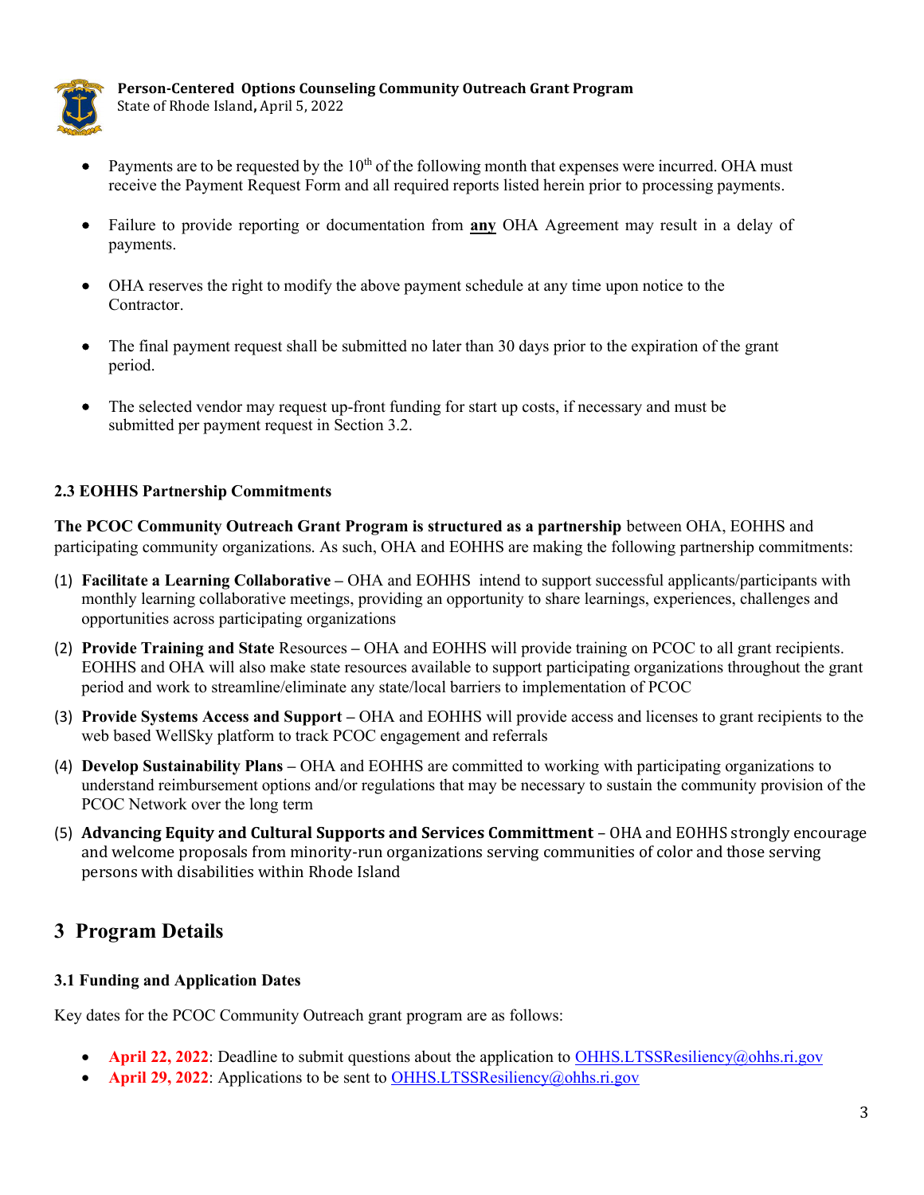- Payments are to be requested by the 10th of the following month that expenses were incurred. OHA must receive the Payment Request Form and all required reports listed herein prior to processing payments.

- Failure to provide reporting or documentation from **<u>any</u>** OHA Agreement may result in a delay of payments.

- OHA reserves the right to modify the above payment schedule at any time upon notice to the Contractor.

- The final payment request shall be submitted no later than 30 days prior to the expiration of the grant period.

- The selected vendor may request up-front funding for start up costs, if necessary and must be submitted per payment request in Section 3.2.

### 2.3 EOHHS Partnership Commitments

**The PCOC Community Outreach Grant Program is structured as a partnership** between OHA, EOHHS and participating community organizations. As such, OHA and EOHHS are making the following partnership commitments:

(1) **Facilitate a Learning Collaborative –** OHA and EOHHS intend to support successful applicants/participants with monthly learning collaborative meetings, providing an opportunity to share learnings, experiences, challenges and opportunities across participating organizations

(2) **Provide Training and State** Resources **–** OHA and EOHHS will provide training on PCOC to all grant recipients. EOHHS and OHA will also make state resources available to support participating organizations throughout the grant period and work to streamline/eliminate any state/local barriers to implementation of PCOC

(3) **Provide Systems Access and Support –** OHA and EOHHS will provide access and licenses to grant recipients to the web based WellSky platform to track PCOC engagement and referrals

(4) **Develop Sustainability Plans –** OHA and EOHHS are committed to working with participating organizations to understand reimbursement options and/or regulations that may be necessary to sustain the community provision of the PCOC Network over the long term

(5) **Advancing Equity and Cultural Supports and Services Committment** – OHA and EOHHS strongly encourage and welcome proposals from minority-run organizations serving communities of color and those serving persons with disabilities within Rhode Island

## 3 Program Details

### 3.1 Funding and Application Dates

Key dates for the PCOC Community Outreach grant program are as follows:

- **April 22, 2022**: Deadline to submit questions about the application to OHHS.LTSSResiliency@ohhs.ri.gov
- **April 29, 2022**: Applications to be sent to OHHS.LTSSResiliency@ohhs.ri.gov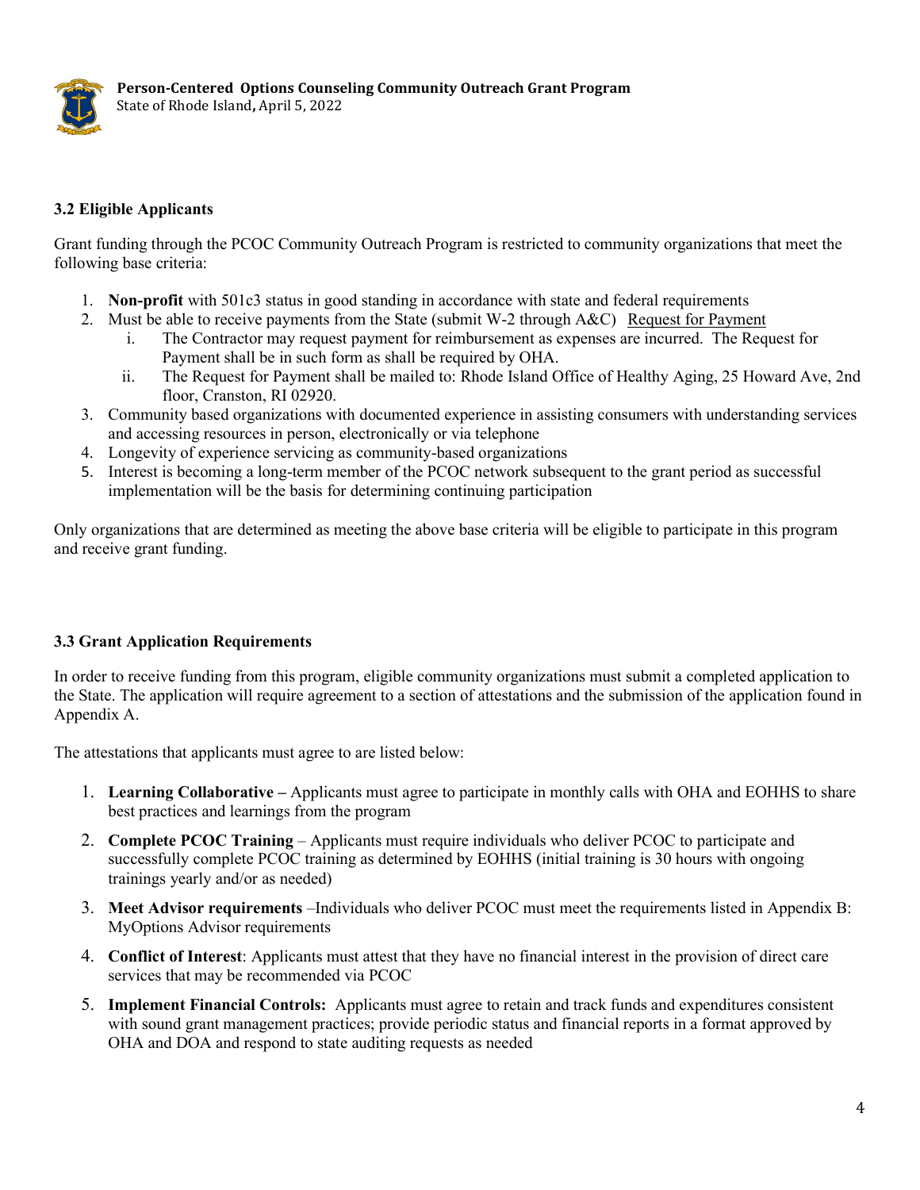### 3.2 Eligible Applicants

Grant funding through the PCOC Community Outreach Program is restricted to community organizations that meet the following base criteria:

1. **Non-profit** with 501c3 status in good standing in accordance with state and federal requirements
2. Must be able to receive payments from the State (submit W-2 through A&C) Request for Payment
    i. The Contractor may request payment for reimbursement as expenses are incurred. The Request for Payment shall be in such form as shall be required by OHA.
    ii. The Request for Payment shall be mailed to: Rhode Island Office of Healthy Aging, 25 Howard Ave, 2nd floor, Cranston, RI 02920.
3. Community based organizations with documented experience in assisting consumers with understanding services and accessing resources in person, electronically or via telephone
4. Longevity of experience servicing as community-based organizations
5. Interest is becoming a long-term member of the PCOC network subsequent to the grant period as successful implementation will be the basis for determining continuing participation

Only organizations that are determined as meeting the above base criteria will be eligible to participate in this program and receive grant funding.

### 3.3 Grant Application Requirements

In order to receive funding from this program, eligible community organizations must submit a completed application to the State. The application will require agreement to a section of attestations and the submission of the application found in Appendix A.

The attestations that applicants must agree to are listed below:

1. **Learning Collaborative –** Applicants must agree to participate in monthly calls with OHA and EOHHS to share best practices and learnings from the program
2. **Complete PCOC Training** – Applicants must require individuals who deliver PCOC to participate and successfully complete PCOC training as determined by EOHHS (initial training is 30 hours with ongoing trainings yearly and/or as needed)
3. **Meet Advisor requirements** –Individuals who deliver PCOC must meet the requirements listed in Appendix B: MyOptions Advisor requirements
4. **Conflict of Interest**: Applicants must attest that they have no financial interest in the provision of direct care services that may be recommended via PCOC
5. **Implement Financial Controls:** Applicants must agree to retain and track funds and expenditures consistent with sound grant management practices; provide periodic status and financial reports in a format approved by OHA and DOA and respond to state auditing requests as needed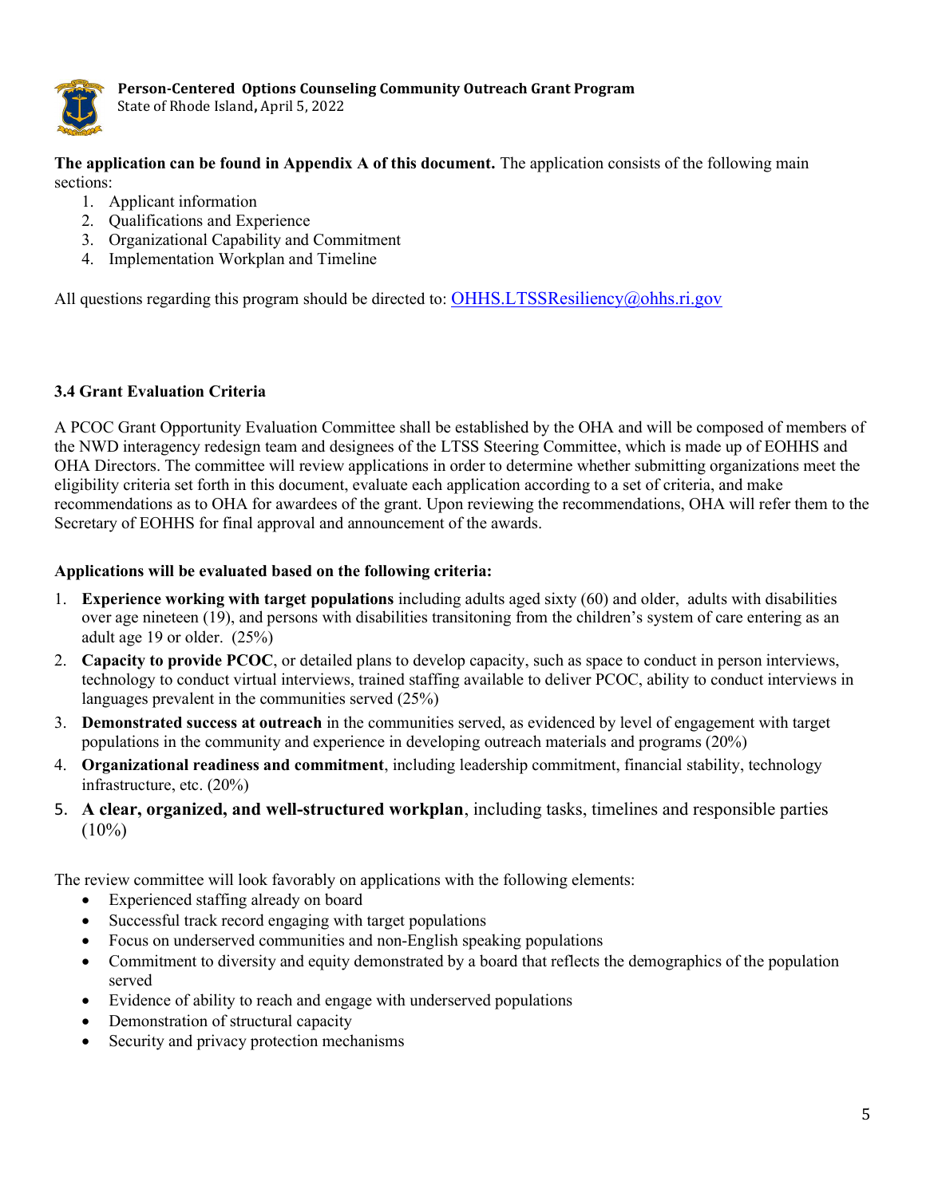**The application can be found in Appendix A of this document.** The application consists of the following main sections:

1. Applicant information
2. Qualifications and Experience
3. Organizational Capability and Commitment
4. Implementation Workplan and Timeline

All questions regarding this program should be directed to: OHHS.LTSSResiliency@ohhs.ri.gov

### 3.4 Grant Evaluation Criteria

A PCOC Grant Opportunity Evaluation Committee shall be established by the OHA and will be composed of members of the NWD interagency redesign team and designees of the LTSS Steering Committee, which is made up of EOHHS and OHA Directors. The committee will review applications in order to determine whether submitting organizations meet the eligibility criteria set forth in this document, evaluate each application according to a set of criteria, and make recommendations as to OHA for awardees of the grant. Upon reviewing the recommendations, OHA will refer them to the Secretary of EOHHS for final approval and announcement of the awards.

**Applications will be evaluated based on the following criteria:**

1. **Experience working with target populations** including adults aged sixty (60) and older, adults with disabilities over age nineteen (19), and persons with disabilities transitoning from the children's system of care entering as an adult age 19 or older. (25%)
2. **Capacity to provide PCOC**, or detailed plans to develop capacity, such as space to conduct in person interviews, technology to conduct virtual interviews, trained staffing available to deliver PCOC, ability to conduct interviews in languages prevalent in the communities served (25%)
3. **Demonstrated success at outreach** in the communities served, as evidenced by level of engagement with target populations in the community and experience in developing outreach materials and programs (20%)
4. **Organizational readiness and commitment**, including leadership commitment, financial stability, technology infrastructure, etc. (20%)
5. **A clear, organized, and well-structured workplan**, including tasks, timelines and responsible parties (10%)

The review committee will look favorably on applications with the following elements:

- Experienced staffing already on board
- Successful track record engaging with target populations
- Focus on underserved communities and non-English speaking populations
- Commitment to diversity and equity demonstrated by a board that reflects the demographics of the population served
- Evidence of ability to reach and engage with underserved populations
- Demonstration of structural capacity
- Security and privacy protection mechanisms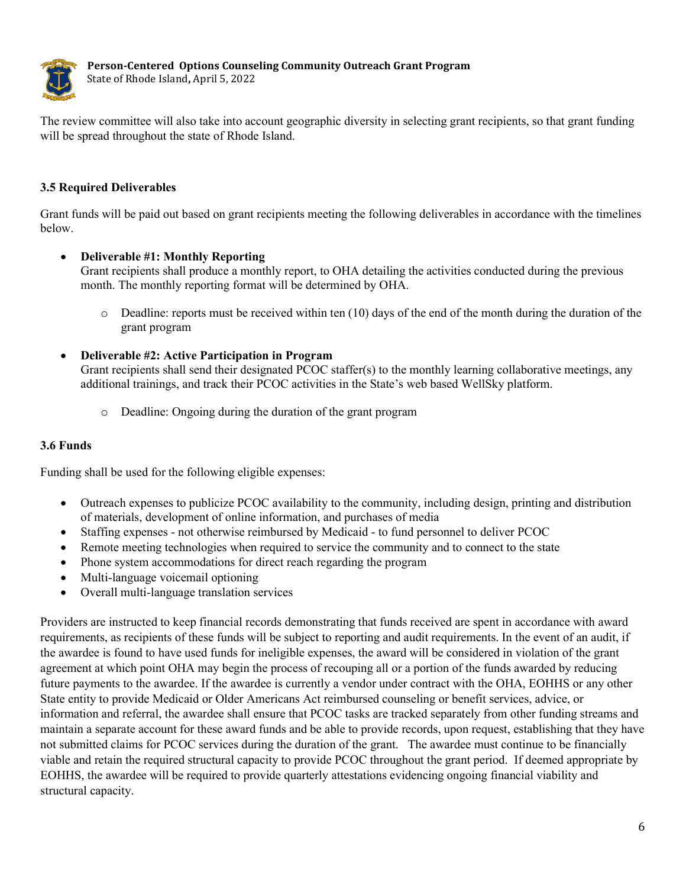The review committee will also take into account geographic diversity in selecting grant recipients, so that grant funding will be spread throughout the state of Rhode Island.

### 3.5 Required Deliverables

Grant funds will be paid out based on grant recipients meeting the following deliverables in accordance with the timelines below.

- **Deliverable #1: Monthly Reporting**
  Grant recipients shall produce a monthly report, to OHA detailing the activities conducted during the previous month. The monthly reporting format will be determined by OHA.
  - Deadline: reports must be received within ten (10) days of the end of the month during the duration of the grant program
- **Deliverable #2: Active Participation in Program**
  Grant recipients shall send their designated PCOC staffer(s) to the monthly learning collaborative meetings, any additional trainings, and track their PCOC activities in the State's web based WellSky platform.
  - Deadline: Ongoing during the duration of the grant program

### 3.6 Funds

Funding shall be used for the following eligible expenses:

- Outreach expenses to publicize PCOC availability to the community, including design, printing and distribution of materials, development of online information, and purchases of media
- Staffing expenses - not otherwise reimbursed by Medicaid - to fund personnel to deliver PCOC
- Remote meeting technologies when required to service the community and to connect to the state
- Phone system accommodations for direct reach regarding the program
- Multi-language voicemail optioning
- Overall multi-language translation services

Providers are instructed to keep financial records demonstrating that funds received are spent in accordance with award requirements, as recipients of these funds will be subject to reporting and audit requirements. In the event of an audit, if the awardee is found to have used funds for ineligible expenses, the award will be considered in violation of the grant agreement at which point OHA may begin the process of recouping all or a portion of the funds awarded by reducing future payments to the awardee. If the awardee is currently a vendor under contract with the OHA, EOHHS or any other State entity to provide Medicaid or Older Americans Act reimbursed counseling or benefit services, advice, or information and referral, the awardee shall ensure that PCOC tasks are tracked separately from other funding streams and maintain a separate account for these award funds and be able to provide records, upon request, establishing that they have not submitted claims for PCOC services during the duration of the grant. The awardee must continue to be financially viable and retain the required structural capacity to provide PCOC throughout the grant period. If deemed appropriate by EOHHS, the awardee will be required to provide quarterly attestations evidencing ongoing financial viability and structural capacity.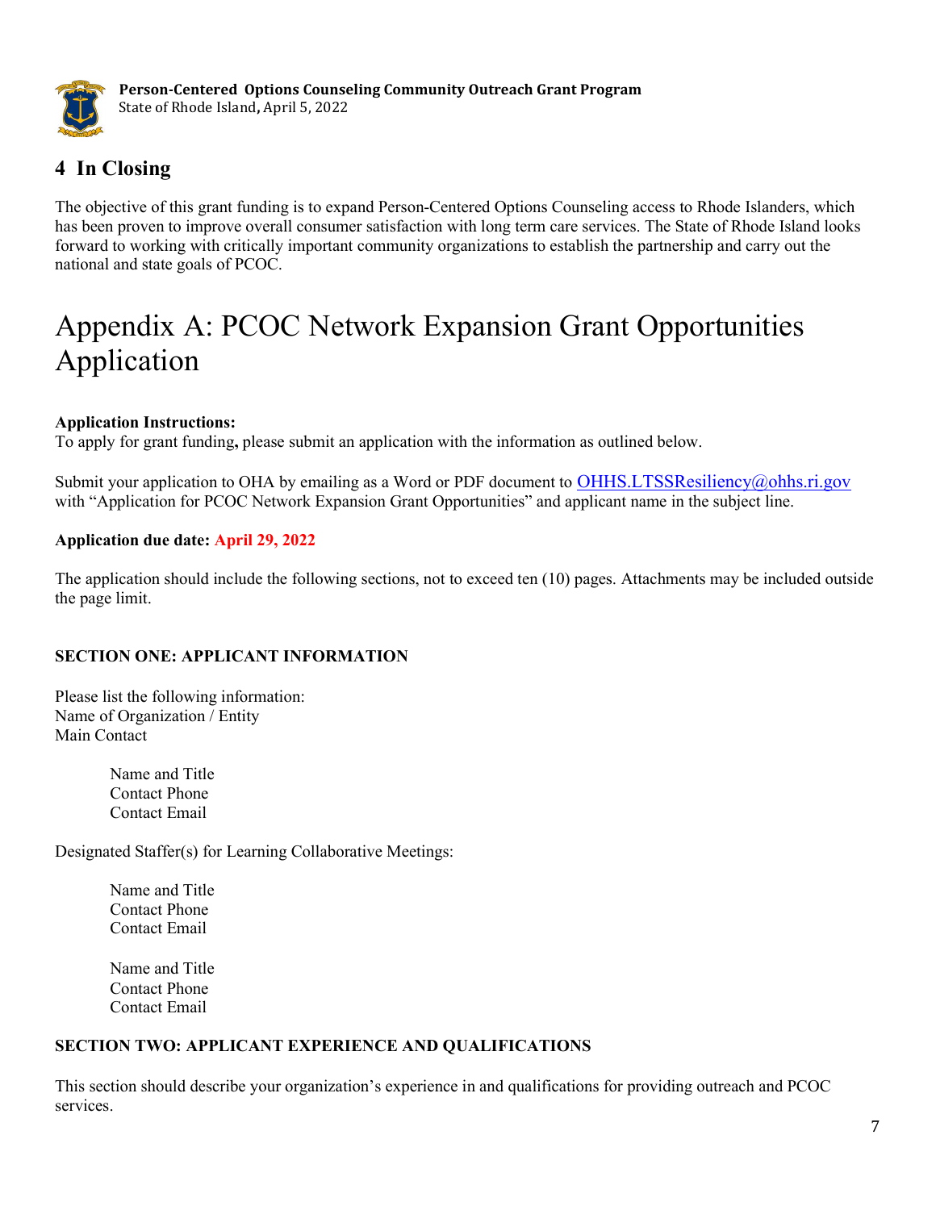## 4 In Closing

The objective of this grant funding is to expand Person-Centered Options Counseling access to Rhode Islanders, which has been proven to improve overall consumer satisfaction with long term care services. The State of Rhode Island looks forward to working with critically important community organizations to establish the partnership and carry out the national and state goals of PCOC.

# Appendix A: PCOC Network Expansion Grant Opportunities Application

**Application Instructions:**
To apply for grant funding**,** please submit an application with the information as outlined below.

Submit your application to OHA by emailing as a Word or PDF document to OHHS.LTSSResiliency@ohhs.ri.gov with "Application for PCOC Network Expansion Grant Opportunities" and applicant name in the subject line.

**Application due date: April 29, 2022**

The application should include the following sections, not to exceed ten (10) pages. Attachments may be included outside the page limit.

**SECTION ONE: APPLICANT INFORMATION**

Please list the following information:
Name of Organization / Entity
Main Contact

> Name and Title
> Contact Phone
> Contact Email

Designated Staffer(s) for Learning Collaborative Meetings:

> Name and Title
> Contact Phone
> Contact Email

> Name and Title
> Contact Phone
> Contact Email

**SECTION TWO: APPLICANT EXPERIENCE AND QUALIFICATIONS**

This section should describe your organization's experience in and qualifications for providing outreach and PCOC services.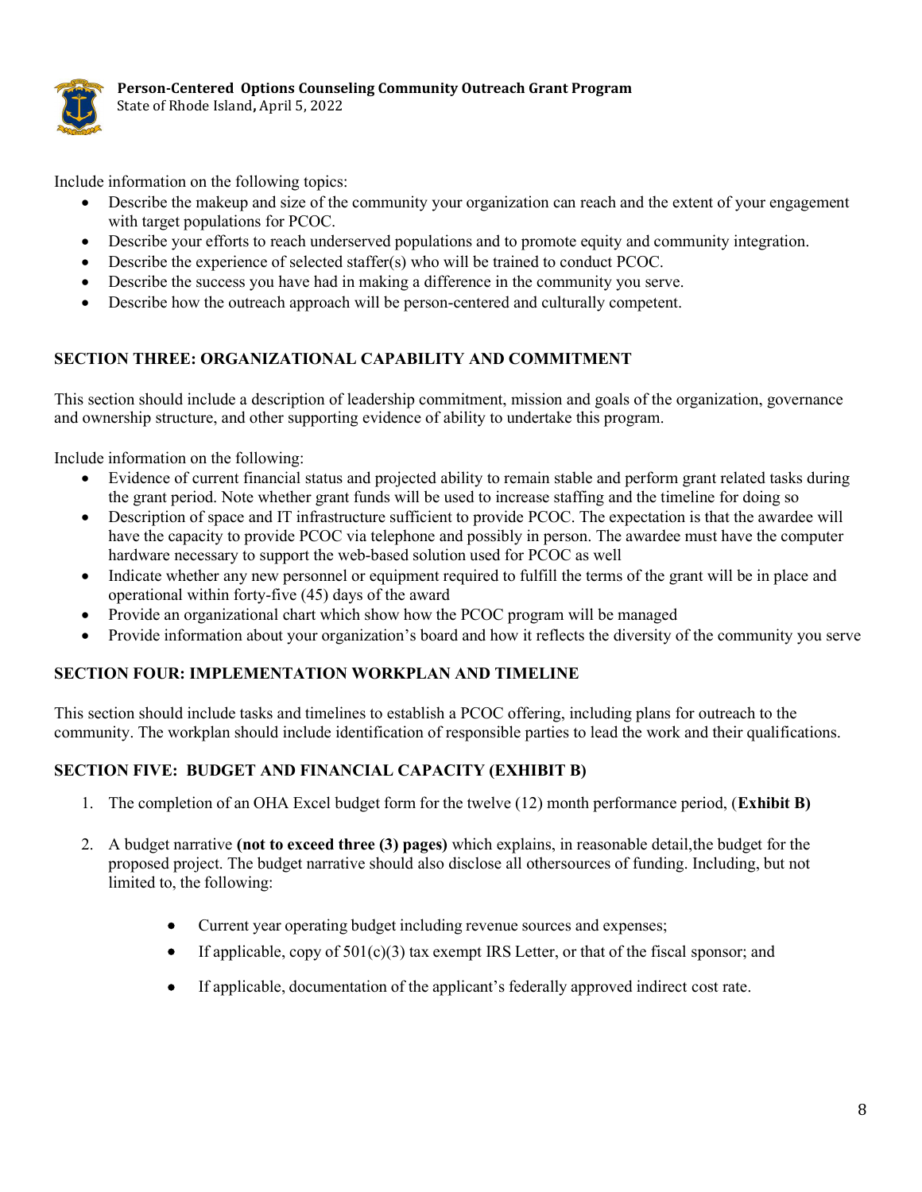Include information on the following topics:

- Describe the makeup and size of the community your organization can reach and the extent of your engagement with target populations for PCOC.
- Describe your efforts to reach underserved populations and to promote equity and community integration.
- Describe the experience of selected staffer(s) who will be trained to conduct PCOC.
- Describe the success you have had in making a difference in the community you serve.
- Describe how the outreach approach will be person-centered and culturally competent.

## SECTION THREE: ORGANIZATIONAL CAPABILITY AND COMMITMENT

This section should include a description of leadership commitment, mission and goals of the organization, governance and ownership structure, and other supporting evidence of ability to undertake this program.

Include information on the following:

- Evidence of current financial status and projected ability to remain stable and perform grant related tasks during the grant period. Note whether grant funds will be used to increase staffing and the timeline for doing so
- Description of space and IT infrastructure sufficient to provide PCOC. The expectation is that the awardee will have the capacity to provide PCOC via telephone and possibly in person. The awardee must have the computer hardware necessary to support the web-based solution used for PCOC as well
- Indicate whether any new personnel or equipment required to fulfill the terms of the grant will be in place and operational within forty-five (45) days of the award
- Provide an organizational chart which show how the PCOC program will be managed
- Provide information about your organization's board and how it reflects the diversity of the community you serve

## SECTION FOUR: IMPLEMENTATION WORKPLAN AND TIMELINE

This section should include tasks and timelines to establish a PCOC offering, including plans for outreach to the community. The workplan should include identification of responsible parties to lead the work and their qualifications.

## SECTION FIVE: BUDGET AND FINANCIAL CAPACITY (EXHIBIT B)

1. The completion of an OHA Excel budget form for the twelve (12) month performance period, (**Exhibit B)**

2. A budget narrative **(not to exceed three (3) pages)** which explains, in reasonable detail,the budget for the proposed project. The budget narrative should also disclose all othersources of funding. Including, but not limited to, the following:

    - Current year operating budget including revenue sources and expenses;
    - If applicable, copy of 501(c)(3) tax exempt IRS Letter, or that of the fiscal sponsor; and
    - If applicable, documentation of the applicant's federally approved indirect cost rate.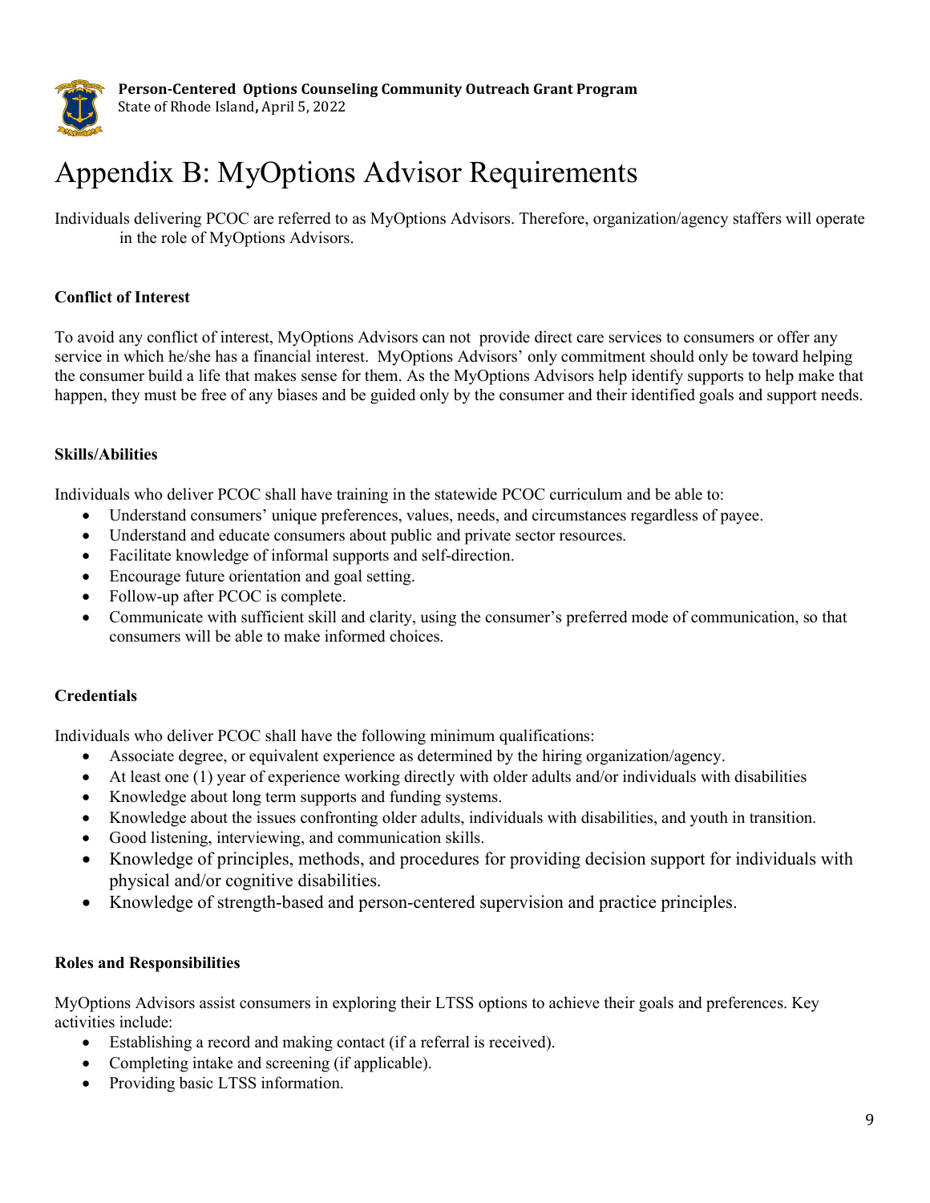# Appendix B: MyOptions Advisor Requirements

Individuals delivering PCOC are referred to as MyOptions Advisors. Therefore, organization/agency staffers will operate in the role of MyOptions Advisors.

**Conflict of Interest**

To avoid any conflict of interest, MyOptions Advisors can not provide direct care services to consumers or offer any service in which he/she has a financial interest. MyOptions Advisors' only commitment should only be toward helping the consumer build a life that makes sense for them. As the MyOptions Advisors help identify supports to help make that happen, they must be free of any biases and be guided only by the consumer and their identified goals and support needs.

**Skills/Abilities**

Individuals who deliver PCOC shall have training in the statewide PCOC curriculum and be able to:

- Understand consumers' unique preferences, values, needs, and circumstances regardless of payee.
- Understand and educate consumers about public and private sector resources.
- Facilitate knowledge of informal supports and self-direction.
- Encourage future orientation and goal setting.
- Follow-up after PCOC is complete.
- Communicate with sufficient skill and clarity, using the consumer's preferred mode of communication, so that consumers will be able to make informed choices.

**Credentials**

Individuals who deliver PCOC shall have the following minimum qualifications:

- Associate degree, or equivalent experience as determined by the hiring organization/agency.
- At least one (1) year of experience working directly with older adults and/or individuals with disabilities
- Knowledge about long term supports and funding systems.
- Knowledge about the issues confronting older adults, individuals with disabilities, and youth in transition.
- Good listening, interviewing, and communication skills.
- Knowledge of principles, methods, and procedures for providing decision support for individuals with physical and/or cognitive disabilities.
- Knowledge of strength-based and person-centered supervision and practice principles.

**Roles and Responsibilities**

MyOptions Advisors assist consumers in exploring their LTSS options to achieve their goals and preferences. Key activities include:

- Establishing a record and making contact (if a referral is received).
- Completing intake and screening (if applicable).
- Providing basic LTSS information.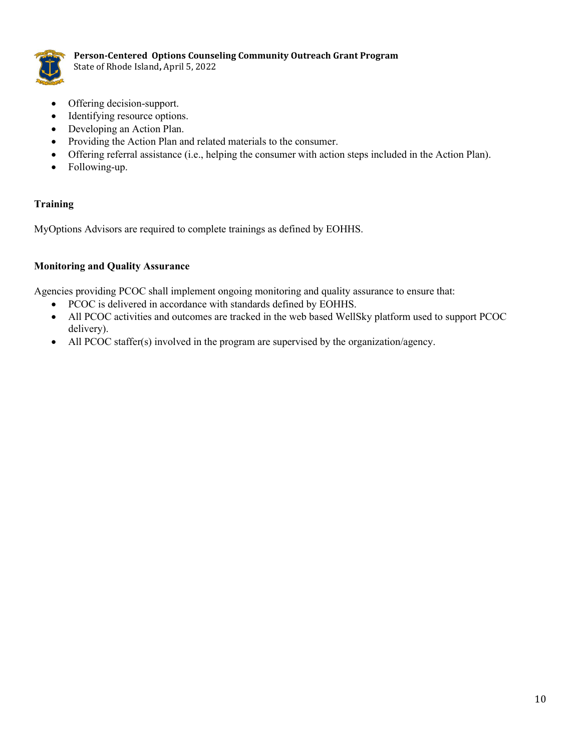- Offering decision-support.
- Identifying resource options.
- Developing an Action Plan.
- Providing the Action Plan and related materials to the consumer.
- Offering referral assistance (i.e., helping the consumer with action steps included in the Action Plan).
- Following-up.

**Training**

MyOptions Advisors are required to complete trainings as defined by EOHHS.

**Monitoring and Quality Assurance**

Agencies providing PCOC shall implement ongoing monitoring and quality assurance to ensure that:

- PCOC is delivered in accordance with standards defined by EOHHS.
- All PCOC activities and outcomes are tracked in the web based WellSky platform used to support PCOC delivery).
- All PCOC staffer(s) involved in the program are supervised by the organization/agency.